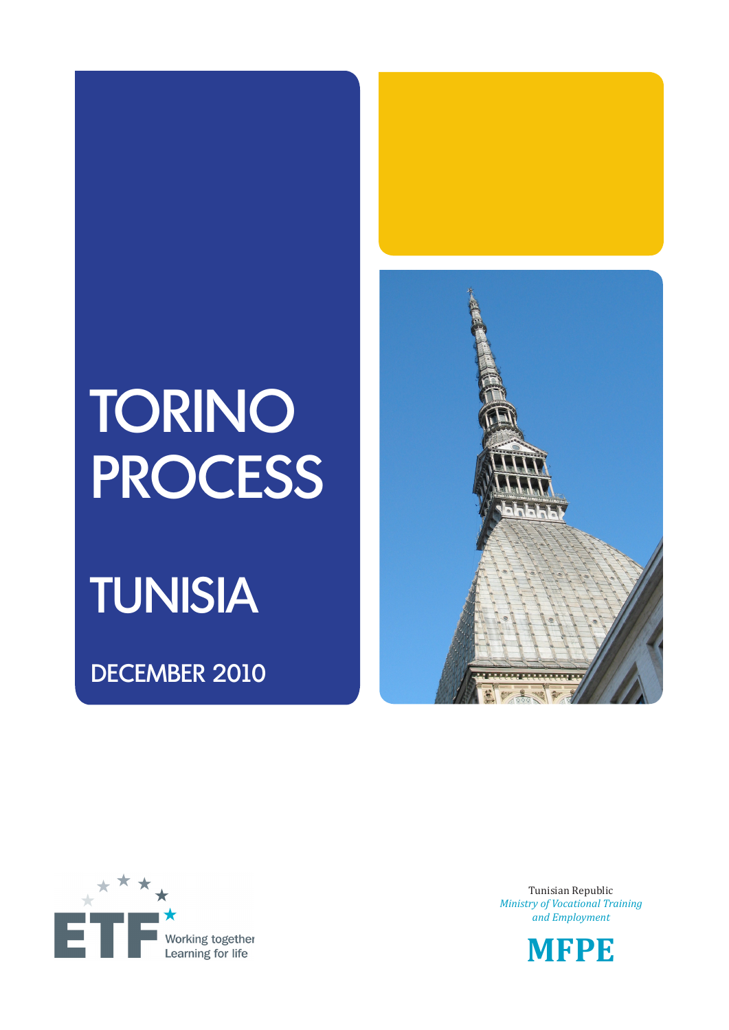# TORINO PROCESS

# TUNISIA

## DECEMBER 2010

ETF Working together Learning for life

Tunisian Republic
*Ministry of Vocational Training and Employment*

**MFPE**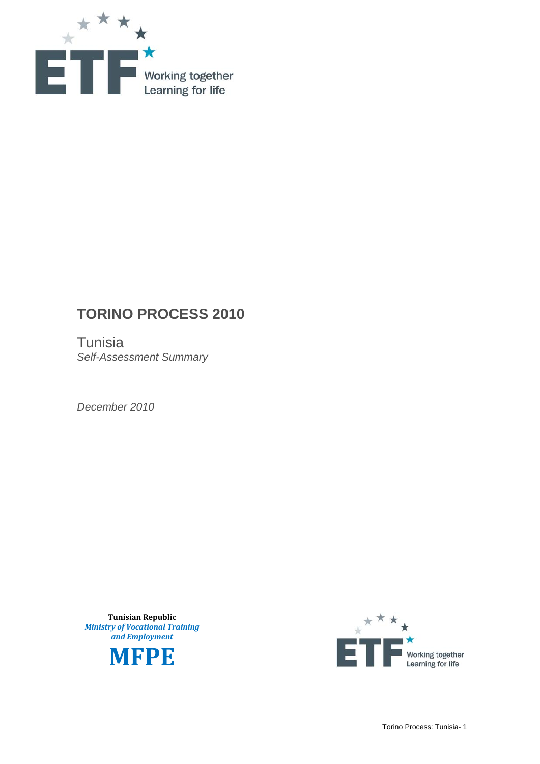# TORINO PROCESS 2010

Tunisia

*Self-Assessment Summary*

*December 2010*

**Tunisian Republic**

***Ministry of Vocational Training and Employment***

**MFPE**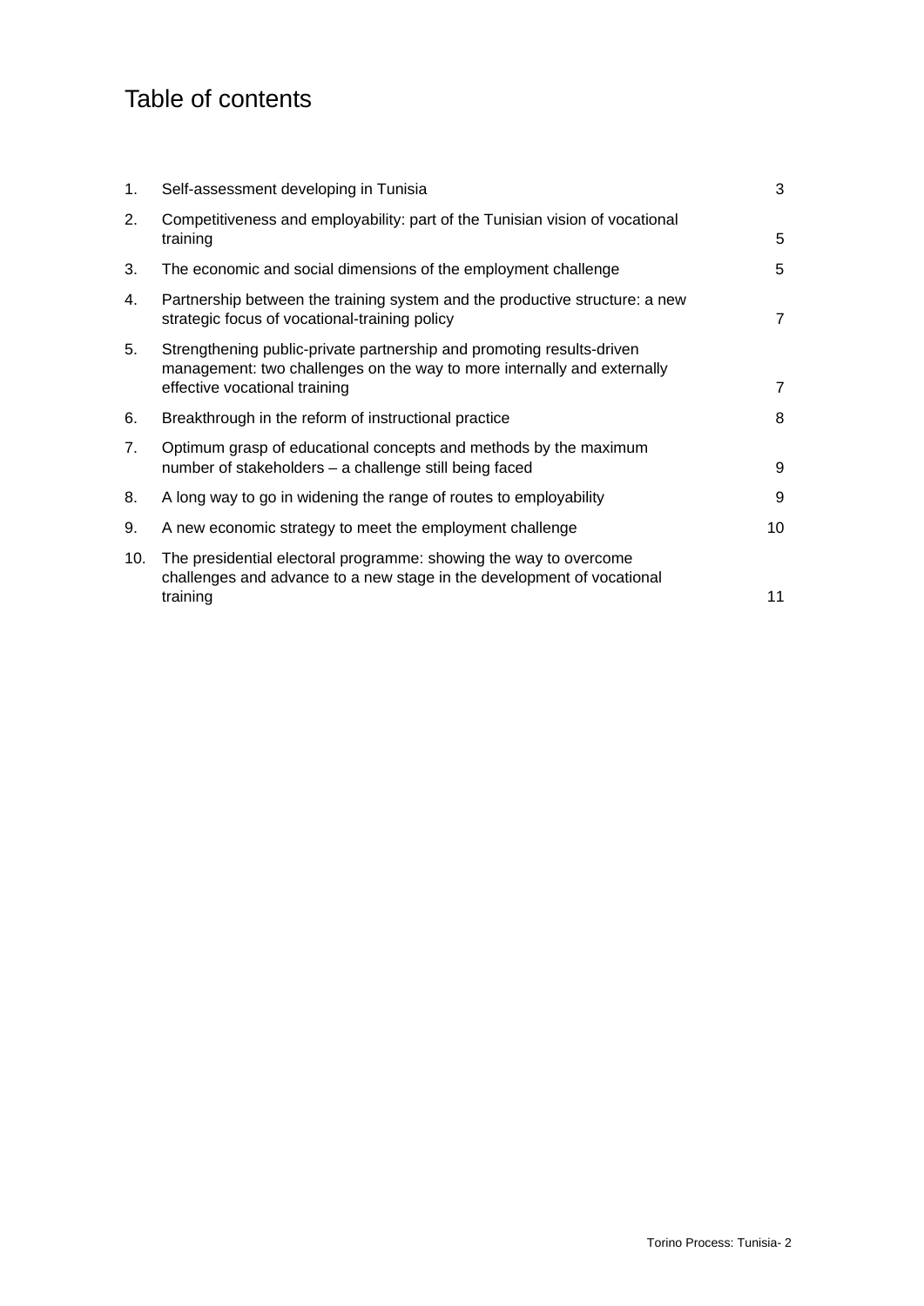# Table of contents

| | | |
|---|---|---|
| 1. | Self-assessment developing in Tunisia | 3 |
| 2. | Competitiveness and employability: part of the Tunisian vision of vocational training | 5 |
| 3. | The economic and social dimensions of the employment challenge | 5 |
| 4. | Partnership between the training system and the productive structure: a new strategic focus of vocational-training policy | 7 |
| 5. | Strengthening public-private partnership and promoting results-driven management: two challenges on the way to more internally and externally effective vocational training | 7 |
| 6. | Breakthrough in the reform of instructional practice | 8 |
| 7. | Optimum grasp of educational concepts and methods by the maximum number of stakeholders – a challenge still being faced | 9 |
| 8. | A long way to go in widening the range of routes to employability | 9 |
| 9. | A new economic strategy to meet the employment challenge | 10 |
| 10. | The presidential electoral programme: showing the way to overcome challenges and advance to a new stage in the development of vocational training | 11 |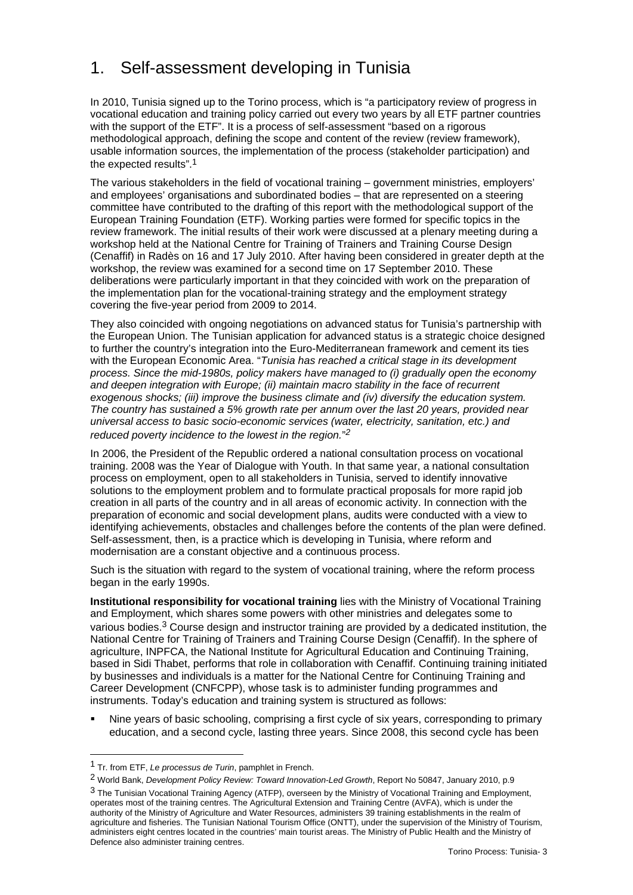# 1. Self-assessment developing in Tunisia

In 2010, Tunisia signed up to the Torino process, which is "a participatory review of progress in vocational education and training policy carried out every two years by all ETF partner countries with the support of the ETF". It is a process of self-assessment "based on a rigorous methodological approach, defining the scope and content of the review (review framework), usable information sources, the implementation of the process (stakeholder participation) and the expected results".[1]

The various stakeholders in the field of vocational training – government ministries, employers' and employees' organisations and subordinated bodies – that are represented on a steering committee have contributed to the drafting of this report with the methodological support of the European Training Foundation (ETF). Working parties were formed for specific topics in the review framework. The initial results of their work were discussed at a plenary meeting during a workshop held at the National Centre for Training of Trainers and Training Course Design (Cenaffif) in Radès on 16 and 17 July 2010. After having been considered in greater depth at the workshop, the review was examined for a second time on 17 September 2010. These deliberations were particularly important in that they coincided with work on the preparation of the implementation plan for the vocational-training strategy and the employment strategy covering the five-year period from 2009 to 2014.

They also coincided with ongoing negotiations on advanced status for Tunisia's partnership with the European Union. The Tunisian application for advanced status is a strategic choice designed to further the country's integration into the Euro-Mediterranean framework and cement its ties with the European Economic Area. "*Tunisia has reached a critical stage in its development process. Since the mid-1980s, policy makers have managed to (i) gradually open the economy and deepen integration with Europe; (ii) maintain macro stability in the face of recurrent exogenous shocks; (iii) improve the business climate and (iv) diversify the education system. The country has sustained a 5% growth rate per annum over the last 20 years, provided near universal access to basic socio-economic services (water, electricity, sanitation, etc.) and reduced poverty incidence to the lowest in the region.*"[2]

In 2006, the President of the Republic ordered a national consultation process on vocational training. 2008 was the Year of Dialogue with Youth. In that same year, a national consultation process on employment, open to all stakeholders in Tunisia, served to identify innovative solutions to the employment problem and to formulate practical proposals for more rapid job creation in all parts of the country and in all areas of economic activity. In connection with the preparation of economic and social development plans, audits were conducted with a view to identifying achievements, obstacles and challenges before the contents of the plan were defined. Self-assessment, then, is a practice which is developing in Tunisia, where reform and modernisation are a constant objective and a continuous process.

Such is the situation with regard to the system of vocational training, where the reform process began in the early 1990s.

**Institutional responsibility for vocational training** lies with the Ministry of Vocational Training and Employment, which shares some powers with other ministries and delegates some to various bodies.[3] Course design and instructor training are provided by a dedicated institution, the National Centre for Training of Trainers and Training Course Design (Cenaffif). In the sphere of agriculture, INPFCA, the National Institute for Agricultural Education and Continuing Training, based in Sidi Thabet, performs that role in collaboration with Cenaffif. Continuing training initiated by businesses and individuals is a matter for the National Centre for Continuing Training and Career Development (CNFCPP), whose task is to administer funding programmes and instruments. Today's education and training system is structured as follows:

- Nine years of basic schooling, comprising a first cycle of six years, corresponding to primary education, and a second cycle, lasting three years. Since 2008, this second cycle has been

---

[1] Tr. from ETF, *Le processus de Turin*, pamphlet in French.

[2] World Bank, *Development Policy Review: Toward Innovation-Led Growth*, Report No 50847, January 2010, p.9

[3] The Tunisian Vocational Training Agency (ATFP), overseen by the Ministry of Vocational Training and Employment, operates most of the training centres. The Agricultural Extension and Training Centre (AVFA), which is under the authority of the Ministry of Agriculture and Water Resources, administers 39 training establishments in the realm of agriculture and fisheries. The Tunisian National Tourism Office (ONTT), under the supervision of the Ministry of Tourism, administers eight centres located in the countries' main tourist areas. The Ministry of Public Health and the Ministry of Defence also administer training centres.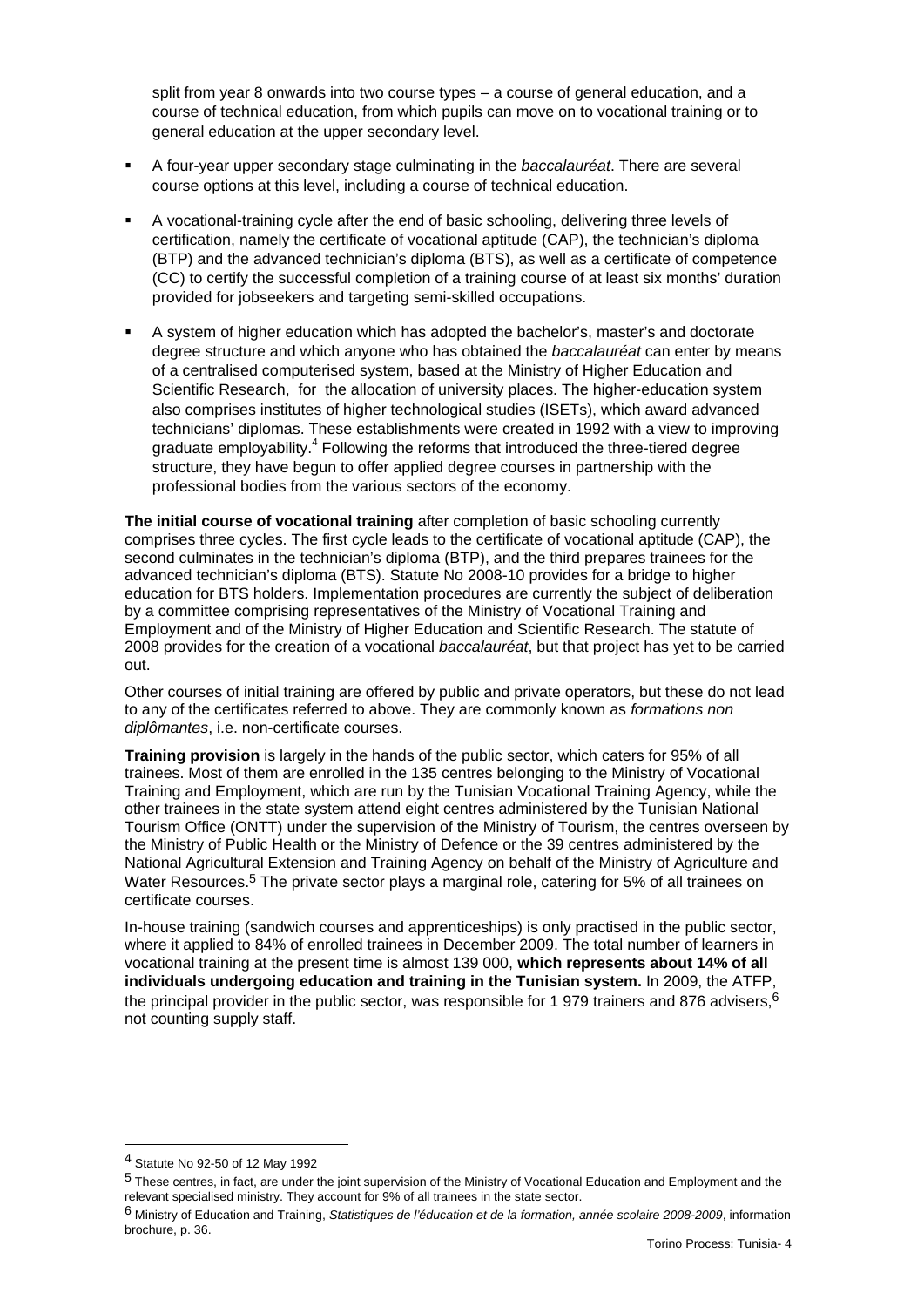split from year 8 onwards into two course types – a course of general education, and a course of technical education, from which pupils can move on to vocational training or to general education at the upper secondary level.

- A four-year upper secondary stage culminating in the *baccalauréat*. There are several course options at this level, including a course of technical education.
- A vocational-training cycle after the end of basic schooling, delivering three levels of certification, namely the certificate of vocational aptitude (CAP), the technician's diploma (BTP) and the advanced technician's diploma (BTS), as well as a certificate of competence (CC) to certify the successful completion of a training course of at least six months' duration provided for jobseekers and targeting semi-skilled occupations.
- A system of higher education which has adopted the bachelor's, master's and doctorate degree structure and which anyone who has obtained the *baccalauréat* can enter by means of a centralised computerised system, based at the Ministry of Higher Education and Scientific Research, for the allocation of university places. The higher-education system also comprises institutes of higher technological studies (ISETs), which award advanced technicians' diplomas. These establishments were created in 1992 with a view to improving graduate employability.[4] Following the reforms that introduced the three-tiered degree structure, they have begun to offer applied degree courses in partnership with the professional bodies from the various sectors of the economy.

**The initial course of vocational training** after completion of basic schooling currently comprises three cycles. The first cycle leads to the certificate of vocational aptitude (CAP), the second culminates in the technician's diploma (BTP), and the third prepares trainees for the advanced technician's diploma (BTS). Statute No 2008-10 provides for a bridge to higher education for BTS holders. Implementation procedures are currently the subject of deliberation by a committee comprising representatives of the Ministry of Vocational Training and Employment and of the Ministry of Higher Education and Scientific Research. The statute of 2008 provides for the creation of a vocational *baccalauréat*, but that project has yet to be carried out.

Other courses of initial training are offered by public and private operators, but these do not lead to any of the certificates referred to above. They are commonly known as *formations non diplômantes*, i.e. non-certificate courses.

**Training provision** is largely in the hands of the public sector, which caters for 95% of all trainees. Most of them are enrolled in the 135 centres belonging to the Ministry of Vocational Training and Employment, which are run by the Tunisian Vocational Training Agency, while the other trainees in the state system attend eight centres administered by the Tunisian National Tourism Office (ONTT) under the supervision of the Ministry of Tourism, the centres overseen by the Ministry of Public Health or the Ministry of Defence or the 39 centres administered by the National Agricultural Extension and Training Agency on behalf of the Ministry of Agriculture and Water Resources.[5] The private sector plays a marginal role, catering for 5% of all trainees on certificate courses.

In-house training (sandwich courses and apprenticeships) is only practised in the public sector, where it applied to 84% of enrolled trainees in December 2009. The total number of learners in vocational training at the present time is almost 139 000, **which represents about 14% of all individuals undergoing education and training in the Tunisian system.** In 2009, the ATFP, the principal provider in the public sector, was responsible for 1 979 trainers and 876 advisers,[6] not counting supply staff.

---

[4] Statute No 92-50 of 12 May 1992

[5] These centres, in fact, are under the joint supervision of the Ministry of Vocational Education and Employment and the relevant specialised ministry. They account for 9% of all trainees in the state sector.

[6] Ministry of Education and Training, *Statistiques de l'éducation et de la formation, année scolaire 2008-2009*, information brochure, p. 36.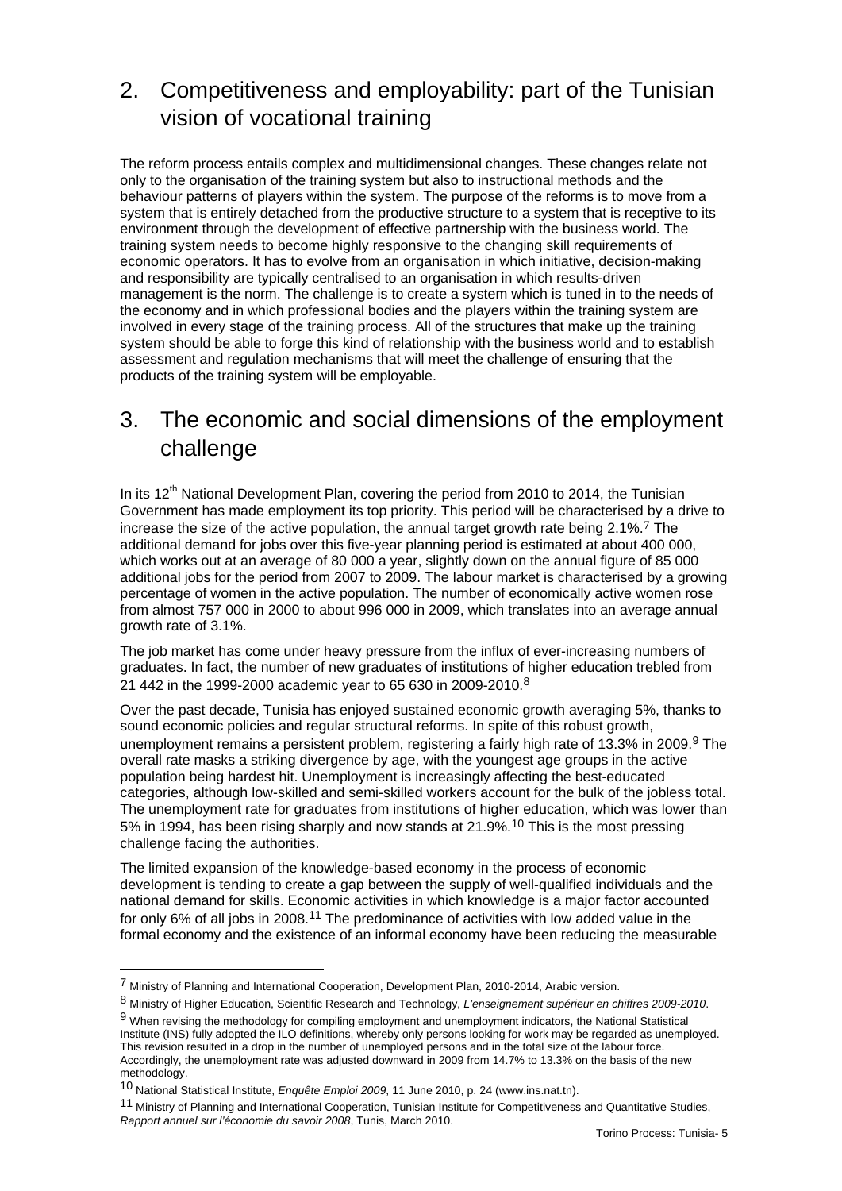## 2. Competitiveness and employability: part of the Tunisian vision of vocational training

The reform process entails complex and multidimensional changes. These changes relate not only to the organisation of the training system but also to instructional methods and the behaviour patterns of players within the system. The purpose of the reforms is to move from a system that is entirely detached from the productive structure to a system that is receptive to its environment through the development of effective partnership with the business world. The training system needs to become highly responsive to the changing skill requirements of economic operators. It has to evolve from an organisation in which initiative, decision-making and responsibility are typically centralised to an organisation in which results-driven management is the norm. The challenge is to create a system which is tuned in to the needs of the economy and in which professional bodies and the players within the training system are involved in every stage of the training process. All of the structures that make up the training system should be able to forge this kind of relationship with the business world and to establish assessment and regulation mechanisms that will meet the challenge of ensuring that the products of the training system will be employable.

## 3. The economic and social dimensions of the employment challenge

In its 12th National Development Plan, covering the period from 2010 to 2014, the Tunisian Government has made employment its top priority. This period will be characterised by a drive to increase the size of the active population, the annual target growth rate being 2.1%.[7] The additional demand for jobs over this five-year planning period is estimated at about 400 000, which works out at an average of 80 000 a year, slightly down on the annual figure of 85 000 additional jobs for the period from 2007 to 2009. The labour market is characterised by a growing percentage of women in the active population. The number of economically active women rose from almost 757 000 in 2000 to about 996 000 in 2009, which translates into an average annual growth rate of 3.1%.

The job market has come under heavy pressure from the influx of ever-increasing numbers of graduates. In fact, the number of new graduates of institutions of higher education trebled from 21 442 in the 1999-2000 academic year to 65 630 in 2009-2010.[8]

Over the past decade, Tunisia has enjoyed sustained economic growth averaging 5%, thanks to sound economic policies and regular structural reforms. In spite of this robust growth, unemployment remains a persistent problem, registering a fairly high rate of 13.3% in 2009.[9] The overall rate masks a striking divergence by age, with the youngest age groups in the active population being hardest hit. Unemployment is increasingly affecting the best-educated categories, although low-skilled and semi-skilled workers account for the bulk of the jobless total. The unemployment rate for graduates from institutions of higher education, which was lower than 5% in 1994, has been rising sharply and now stands at 21.9%.[10] This is the most pressing challenge facing the authorities.

The limited expansion of the knowledge-based economy in the process of economic development is tending to create a gap between the supply of well-qualified individuals and the national demand for skills. Economic activities in which knowledge is a major factor accounted for only 6% of all jobs in 2008.[11] The predominance of activities with low added value in the formal economy and the existence of an informal economy have been reducing the measurable

---

[7] Ministry of Planning and International Cooperation, Development Plan, 2010-2014, Arabic version.

[8] Ministry of Higher Education, Scientific Research and Technology, *L'enseignement supérieur en chiffres 2009-2010*.

[9] When revising the methodology for compiling employment and unemployment indicators, the National Statistical Institute (INS) fully adopted the ILO definitions, whereby only persons looking for work may be regarded as unemployed. This revision resulted in a drop in the number of unemployed persons and in the total size of the labour force. Accordingly, the unemployment rate was adjusted downward in 2009 from 14.7% to 13.3% on the basis of the new methodology.

[10] National Statistical Institute, *Enquête Emploi 2009*, 11 June 2010, p. 24 (www.ins.nat.tn).

[11] Ministry of Planning and International Cooperation, Tunisian Institute for Competitiveness and Quantitative Studies, *Rapport annuel sur l'économie du savoir 2008*, Tunis, March 2010.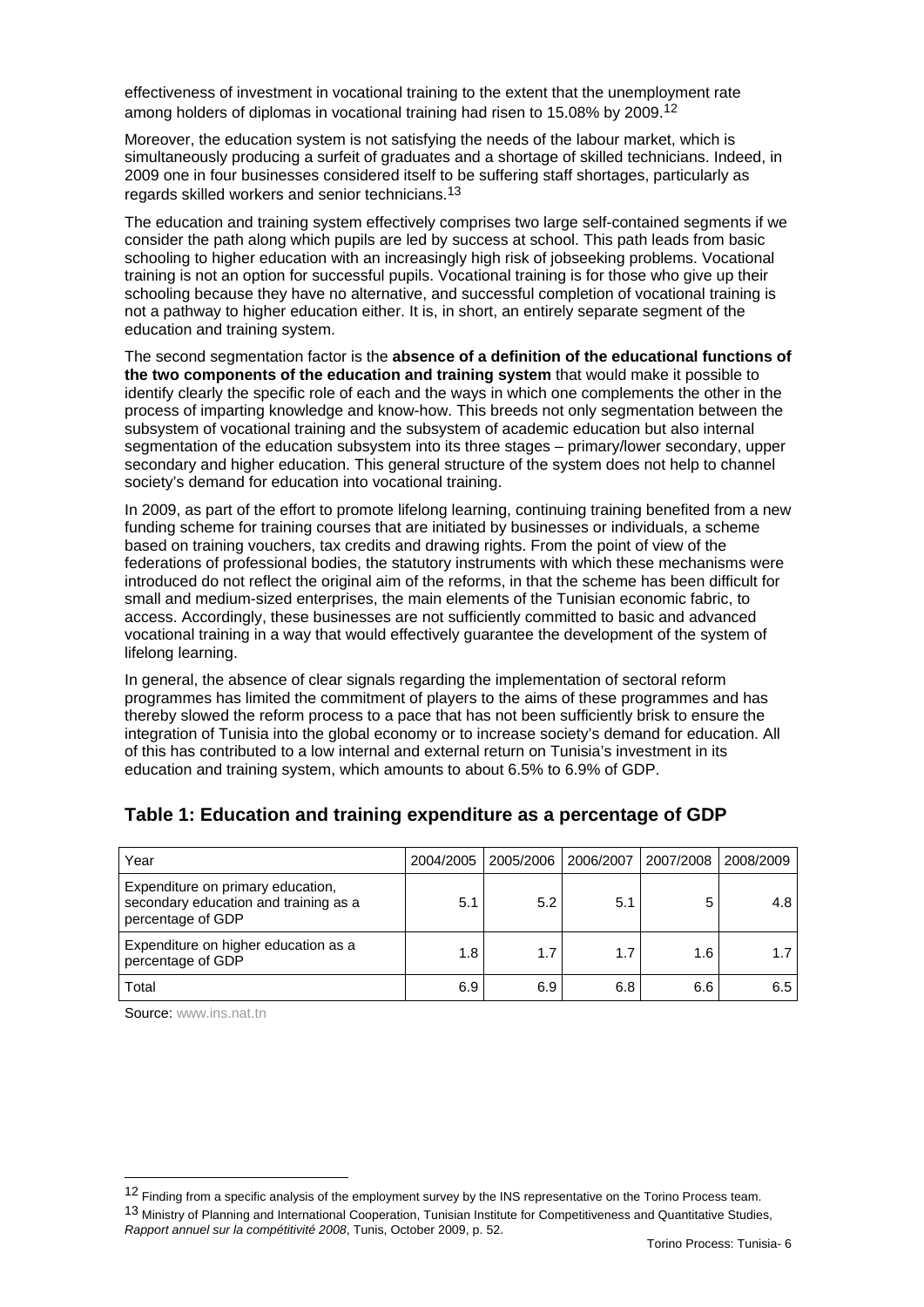effectiveness of investment in vocational training to the extent that the unemployment rate among holders of diplomas in vocational training had risen to 15.08% by 2009.[12]

Moreover, the education system is not satisfying the needs of the labour market, which is simultaneously producing a surfeit of graduates and a shortage of skilled technicians. Indeed, in 2009 one in four businesses considered itself to be suffering staff shortages, particularly as regards skilled workers and senior technicians.[13]

The education and training system effectively comprises two large self-contained segments if we consider the path along which pupils are led by success at school. This path leads from basic schooling to higher education with an increasingly high risk of jobseeking problems. Vocational training is not an option for successful pupils. Vocational training is for those who give up their schooling because they have no alternative, and successful completion of vocational training is not a pathway to higher education either. It is, in short, an entirely separate segment of the education and training system.

The second segmentation factor is the **absence of a definition of the educational functions of the two components of the education and training system** that would make it possible to identify clearly the specific role of each and the ways in which one complements the other in the process of imparting knowledge and know-how. This breeds not only segmentation between the subsystem of vocational training and the subsystem of academic education but also internal segmentation of the education subsystem into its three stages – primary/lower secondary, upper secondary and higher education. This general structure of the system does not help to channel society's demand for education into vocational training.

In 2009, as part of the effort to promote lifelong learning, continuing training benefited from a new funding scheme for training courses that are initiated by businesses or individuals, a scheme based on training vouchers, tax credits and drawing rights. From the point of view of the federations of professional bodies, the statutory instruments with which these mechanisms were introduced do not reflect the original aim of the reforms, in that the scheme has been difficult for small and medium-sized enterprises, the main elements of the Tunisian economic fabric, to access. Accordingly, these businesses are not sufficiently committed to basic and advanced vocational training in a way that would effectively guarantee the development of the system of lifelong learning.

In general, the absence of clear signals regarding the implementation of sectoral reform programmes has limited the commitment of players to the aims of these programmes and has thereby slowed the reform process to a pace that has not been sufficiently brisk to ensure the integration of Tunisia into the global economy or to increase society's demand for education. All of this has contributed to a low internal and external return on Tunisia's investment in its education and training system, which amounts to about 6.5% to 6.9% of GDP.

## Table 1: Education and training expenditure as a percentage of GDP

| Year | 2004/2005 | 2005/2006 | 2006/2007 | 2007/2008 | 2008/2009 |
|---|---|---|---|---|---|
| Expenditure on primary education, secondary education and training as a percentage of GDP | 5.1 | 5.2 | 5.1 | 5 | 4.8 |
| Expenditure on higher education as a percentage of GDP | 1.8 | 1.7 | 1.7 | 1.6 | 1.7 |
| Total | 6.9 | 6.9 | 6.8 | 6.6 | 6.5 |

Source: www.ins.nat.tn

[12] Finding from a specific analysis of the employment survey by the INS representative on the Torino Process team.

[13] Ministry of Planning and International Cooperation, Tunisian Institute for Competitiveness and Quantitative Studies, *Rapport annuel sur la compétitivité 2008*, Tunis, October 2009, p. 52.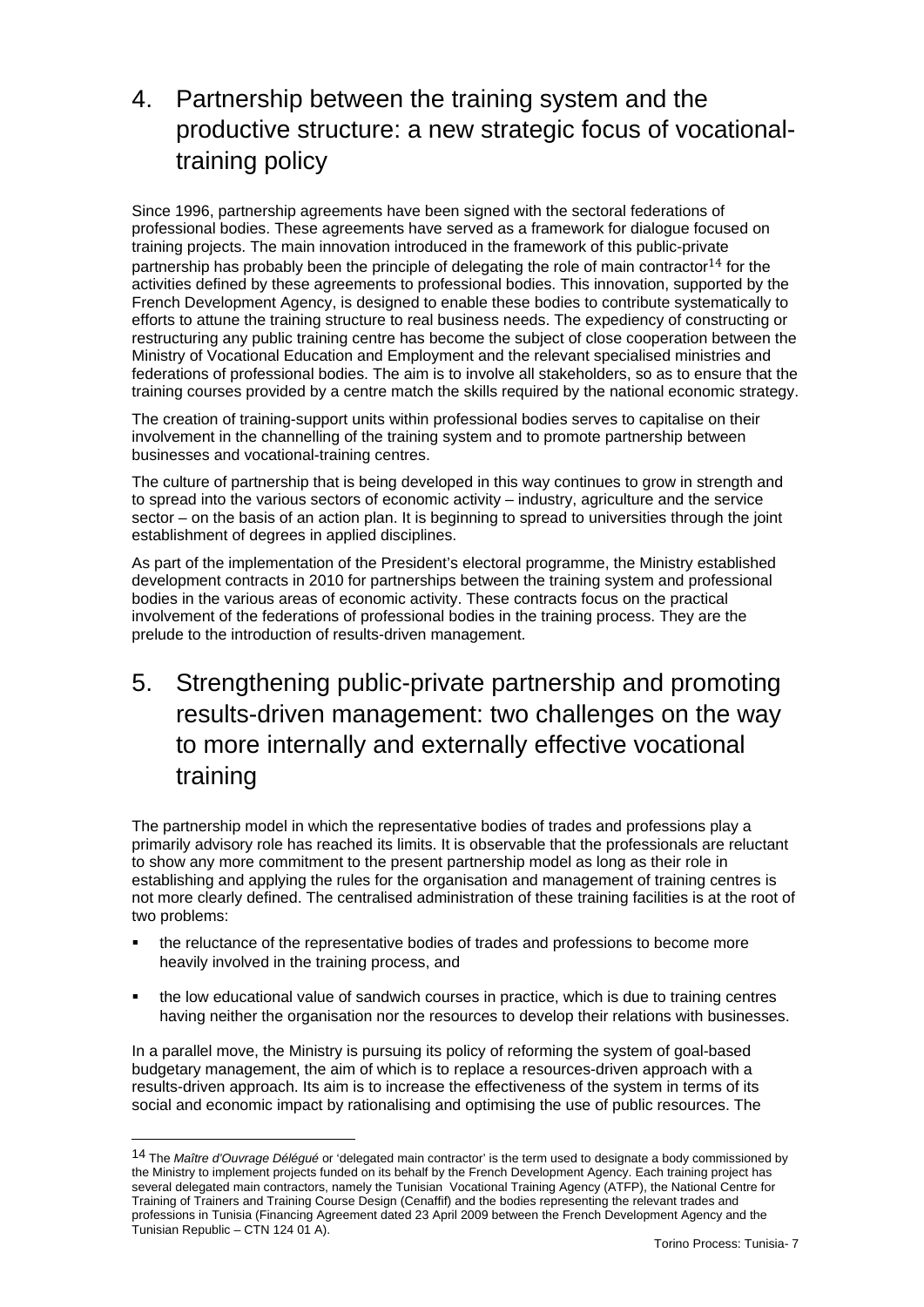# 4. Partnership between the training system and the productive structure: a new strategic focus of vocational-training policy

Since 1996, partnership agreements have been signed with the sectoral federations of professional bodies. These agreements have served as a framework for dialogue focused on training projects. The main innovation introduced in the framework of this public-private partnership has probably been the principle of delegating the role of main contractor[14] for the activities defined by these agreements to professional bodies. This innovation, supported by the French Development Agency, is designed to enable these bodies to contribute systematically to efforts to attune the training structure to real business needs. The expediency of constructing or restructuring any public training centre has become the subject of close cooperation between the Ministry of Vocational Education and Employment and the relevant specialised ministries and federations of professional bodies. The aim is to involve all stakeholders, so as to ensure that the training courses provided by a centre match the skills required by the national economic strategy.

The creation of training-support units within professional bodies serves to capitalise on their involvement in the channelling of the training system and to promote partnership between businesses and vocational-training centres.

The culture of partnership that is being developed in this way continues to grow in strength and to spread into the various sectors of economic activity – industry, agriculture and the service sector – on the basis of an action plan. It is beginning to spread to universities through the joint establishment of degrees in applied disciplines.

As part of the implementation of the President's electoral programme, the Ministry established development contracts in 2010 for partnerships between the training system and professional bodies in the various areas of economic activity. These contracts focus on the practical involvement of the federations of professional bodies in the training process. They are the prelude to the introduction of results-driven management.

# 5. Strengthening public-private partnership and promoting results-driven management: two challenges on the way to more internally and externally effective vocational training

The partnership model in which the representative bodies of trades and professions play a primarily advisory role has reached its limits. It is observable that the professionals are reluctant to show any more commitment to the present partnership model as long as their role in establishing and applying the rules for the organisation and management of training centres is not more clearly defined. The centralised administration of these training facilities is at the root of two problems:

- the reluctance of the representative bodies of trades and professions to become more heavily involved in the training process, and
- the low educational value of sandwich courses in practice, which is due to training centres having neither the organisation nor the resources to develop their relations with businesses.

In a parallel move, the Ministry is pursuing its policy of reforming the system of goal-based budgetary management, the aim of which is to replace a resources-driven approach with a results-driven approach. Its aim is to increase the effectiveness of the system in terms of its social and economic impact by rationalising and optimising the use of public resources. The

---

[14] The *Maître d'Ouvrage Délégué* or 'delegated main contractor' is the term used to designate a body commissioned by the Ministry to implement projects funded on its behalf by the French Development Agency. Each training project has several delegated main contractors, namely the Tunisian Vocational Training Agency (ATFP), the National Centre for Training of Trainers and Training Course Design (Cenaffif) and the bodies representing the relevant trades and professions in Tunisia (Financing Agreement dated 23 April 2009 between the French Development Agency and the Tunisian Republic – CTN 124 01 A).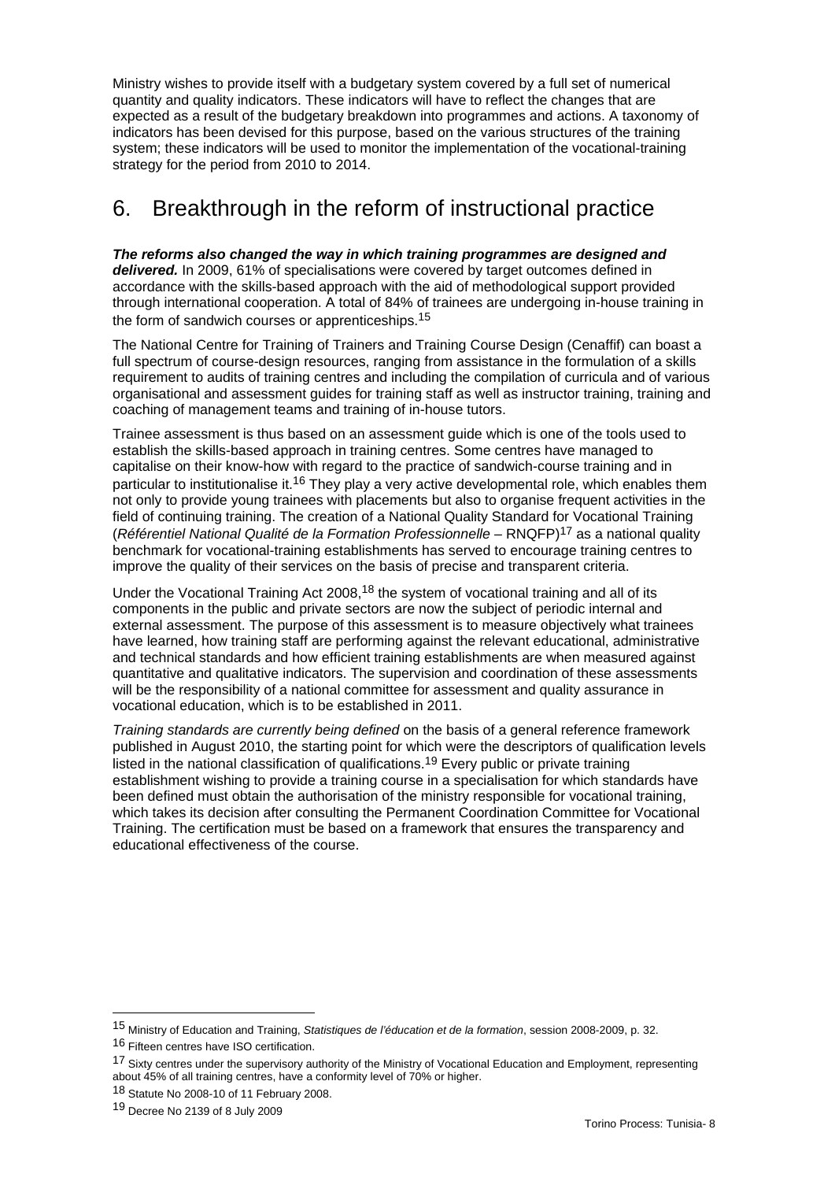Ministry wishes to provide itself with a budgetary system covered by a full set of numerical quantity and quality indicators. These indicators will have to reflect the changes that are expected as a result of the budgetary breakdown into programmes and actions. A taxonomy of indicators has been devised for this purpose, based on the various structures of the training system; these indicators will be used to monitor the implementation of the vocational-training strategy for the period from 2010 to 2014.

## 6. Breakthrough in the reform of instructional practice

***The reforms also changed the way in which training programmes are designed and delivered.*** In 2009, 61% of specialisations were covered by target outcomes defined in accordance with the skills-based approach with the aid of methodological support provided through international cooperation. A total of 84% of trainees are undergoing in-house training in the form of sandwich courses or apprenticeships.[15]

The National Centre for Training of Trainers and Training Course Design (Cenaffif) can boast a full spectrum of course-design resources, ranging from assistance in the formulation of a skills requirement to audits of training centres and including the compilation of curricula and of various organisational and assessment guides for training staff as well as instructor training, training and coaching of management teams and training of in-house tutors.

Trainee assessment is thus based on an assessment guide which is one of the tools used to establish the skills-based approach in training centres. Some centres have managed to capitalise on their know-how with regard to the practice of sandwich-course training and in particular to institutionalise it.[16] They play a very active developmental role, which enables them not only to provide young trainees with placements but also to organise frequent activities in the field of continuing training. The creation of a National Quality Standard for Vocational Training (*Référentiel National Qualité de la Formation Professionnelle* – RNQFP)[17] as a national quality benchmark for vocational-training establishments has served to encourage training centres to improve the quality of their services on the basis of precise and transparent criteria.

Under the Vocational Training Act 2008,[18] the system of vocational training and all of its components in the public and private sectors are now the subject of periodic internal and external assessment. The purpose of this assessment is to measure objectively what trainees have learned, how training staff are performing against the relevant educational, administrative and technical standards and how efficient training establishments are when measured against quantitative and qualitative indicators. The supervision and coordination of these assessments will be the responsibility of a national committee for assessment and quality assurance in vocational education, which is to be established in 2011.

*Training standards are currently being defined* on the basis of a general reference framework published in August 2010, the starting point for which were the descriptors of qualification levels listed in the national classification of qualifications.[19] Every public or private training establishment wishing to provide a training course in a specialisation for which standards have been defined must obtain the authorisation of the ministry responsible for vocational training, which takes its decision after consulting the Permanent Coordination Committee for Vocational Training. The certification must be based on a framework that ensures the transparency and educational effectiveness of the course.

---

[15] Ministry of Education and Training, *Statistiques de l'éducation et de la formation*, session 2008-2009, p. 32.

[16] Fifteen centres have ISO certification.

[17] Sixty centres under the supervisory authority of the Ministry of Vocational Education and Employment, representing about 45% of all training centres, have a conformity level of 70% or higher.

[18] Statute No 2008-10 of 11 February 2008.

[19] Decree No 2139 of 8 July 2009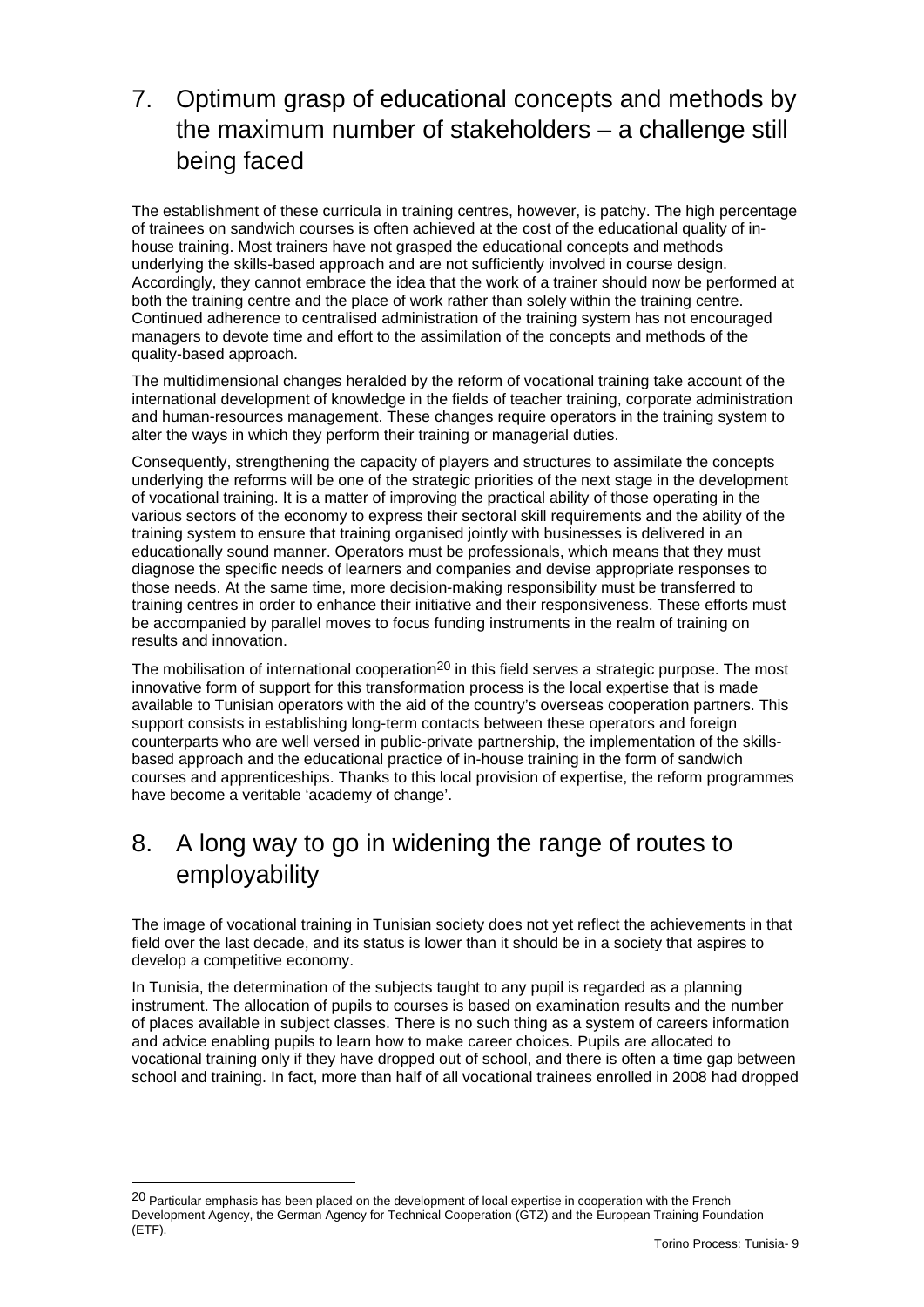# 7. Optimum grasp of educational concepts and methods by the maximum number of stakeholders – a challenge still being faced

The establishment of these curricula in training centres, however, is patchy. The high percentage of trainees on sandwich courses is often achieved at the cost of the educational quality of in-house training. Most trainers have not grasped the educational concepts and methods underlying the skills-based approach and are not sufficiently involved in course design. Accordingly, they cannot embrace the idea that the work of a trainer should now be performed at both the training centre and the place of work rather than solely within the training centre. Continued adherence to centralised administration of the training system has not encouraged managers to devote time and effort to the assimilation of the concepts and methods of the quality-based approach.

The multidimensional changes heralded by the reform of vocational training take account of the international development of knowledge in the fields of teacher training, corporate administration and human-resources management. These changes require operators in the training system to alter the ways in which they perform their training or managerial duties.

Consequently, strengthening the capacity of players and structures to assimilate the concepts underlying the reforms will be one of the strategic priorities of the next stage in the development of vocational training. It is a matter of improving the practical ability of those operating in the various sectors of the economy to express their sectoral skill requirements and the ability of the training system to ensure that training organised jointly with businesses is delivered in an educationally sound manner. Operators must be professionals, which means that they must diagnose the specific needs of learners and companies and devise appropriate responses to those needs. At the same time, more decision-making responsibility must be transferred to training centres in order to enhance their initiative and their responsiveness. These efforts must be accompanied by parallel moves to focus funding instruments in the realm of training on results and innovation.

The mobilisation of international cooperation[20] in this field serves a strategic purpose. The most innovative form of support for this transformation process is the local expertise that is made available to Tunisian operators with the aid of the country's overseas cooperation partners. This support consists in establishing long-term contacts between these operators and foreign counterparts who are well versed in public-private partnership, the implementation of the skills-based approach and the educational practice of in-house training in the form of sandwich courses and apprenticeships. Thanks to this local provision of expertise, the reform programmes have become a veritable 'academy of change'.

# 8. A long way to go in widening the range of routes to employability

The image of vocational training in Tunisian society does not yet reflect the achievements in that field over the last decade, and its status is lower than it should be in a society that aspires to develop a competitive economy.

In Tunisia, the determination of the subjects taught to any pupil is regarded as a planning instrument. The allocation of pupils to courses is based on examination results and the number of places available in subject classes. There is no such thing as a system of careers information and advice enabling pupils to learn how to make career choices. Pupils are allocated to vocational training only if they have dropped out of school, and there is often a time gap between school and training. In fact, more than half of all vocational trainees enrolled in 2008 had dropped

---

[20] Particular emphasis has been placed on the development of local expertise in cooperation with the French Development Agency, the German Agency for Technical Cooperation (GTZ) and the European Training Foundation (ETF).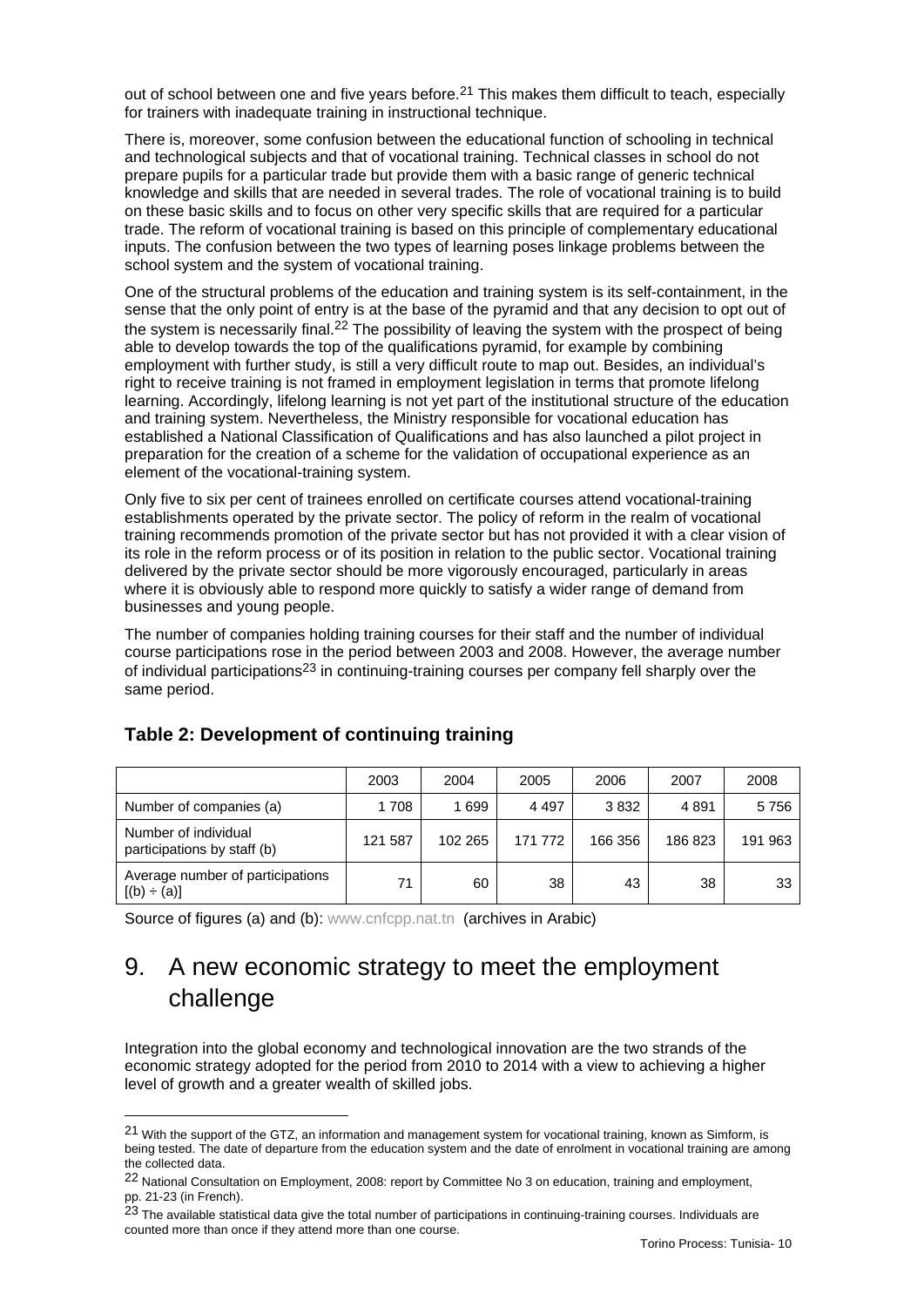out of school between one and five years before.[21] This makes them difficult to teach, especially for trainers with inadequate training in instructional technique.

There is, moreover, some confusion between the educational function of schooling in technical and technological subjects and that of vocational training. Technical classes in school do not prepare pupils for a particular trade but provide them with a basic range of generic technical knowledge and skills that are needed in several trades. The role of vocational training is to build on these basic skills and to focus on other very specific skills that are required for a particular trade. The reform of vocational training is based on this principle of complementary educational inputs. The confusion between the two types of learning poses linkage problems between the school system and the system of vocational training.

One of the structural problems of the education and training system is its self-containment, in the sense that the only point of entry is at the base of the pyramid and that any decision to opt out of the system is necessarily final.[22] The possibility of leaving the system with the prospect of being able to develop towards the top of the qualifications pyramid, for example by combining employment with further study, is still a very difficult route to map out. Besides, an individual's right to receive training is not framed in employment legislation in terms that promote lifelong learning. Accordingly, lifelong learning is not yet part of the institutional structure of the education and training system. Nevertheless, the Ministry responsible for vocational education has established a National Classification of Qualifications and has also launched a pilot project in preparation for the creation of a scheme for the validation of occupational experience as an element of the vocational-training system.

Only five to six per cent of trainees enrolled on certificate courses attend vocational-training establishments operated by the private sector. The policy of reform in the realm of vocational training recommends promotion of the private sector but has not provided it with a clear vision of its role in the reform process or of its position in relation to the public sector. Vocational training delivered by the private sector should be more vigorously encouraged, particularly in areas where it is obviously able to respond more quickly to satisfy a wider range of demand from businesses and young people.

The number of companies holding training courses for their staff and the number of individual course participations rose in the period between 2003 and 2008. However, the average number of individual participations[23] in continuing-training courses per company fell sharply over the same period.

**Table 2: Development of continuing training**

| | 2003 | 2004 | 2005 | 2006 | 2007 | 2008 |
|---|---|---|---|---|---|---|
| Number of companies (a) | 1 708 | 1 699 | 4 497 | 3 832 | 4 891 | 5 756 |
| Number of individual participations by staff (b) | 121 587 | 102 265 | 171 772 | 166 356 | 186 823 | 191 963 |
| Average number of participations [(b) ÷ (a)] | 71 | 60 | 38 | 43 | 38 | 33 |

Source of figures (a) and (b): www.cnfcpp.nat.tn (archives in Arabic)

# 9. A new economic strategy to meet the employment challenge

Integration into the global economy and technological innovation are the two strands of the economic strategy adopted for the period from 2010 to 2014 with a view to achieving a higher level of growth and a greater wealth of skilled jobs.

---

[21] With the support of the GTZ, an information and management system for vocational training, known as Simform, is being tested. The date of departure from the education system and the date of enrolment in vocational training are among the collected data.

[22] National Consultation on Employment, 2008: report by Committee No 3 on education, training and employment, pp. 21-23 (in French).

[23] The available statistical data give the total number of participations in continuing-training courses. Individuals are counted more than once if they attend more than one course.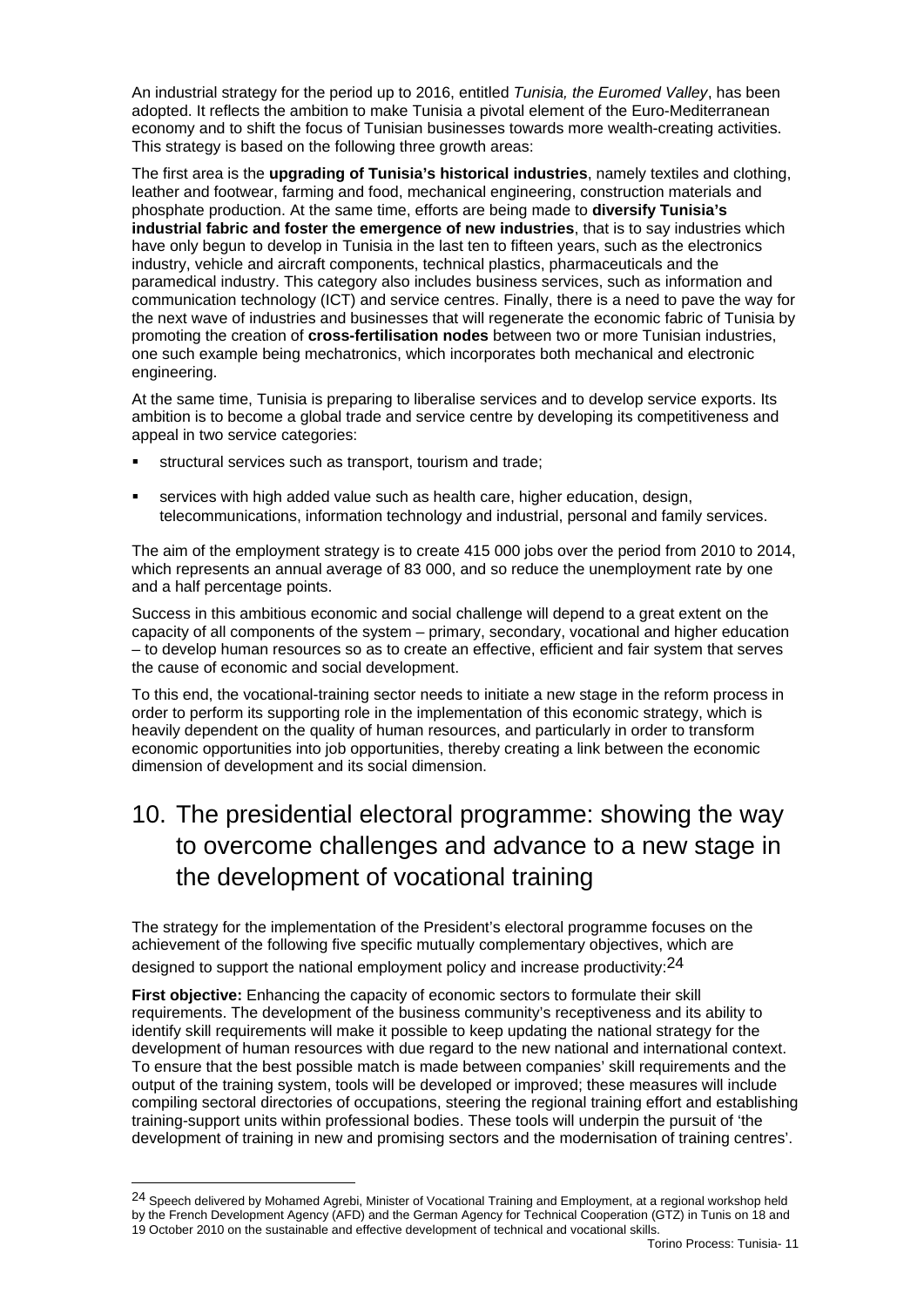An industrial strategy for the period up to 2016, entitled *Tunisia, the Euromed Valley*, has been adopted. It reflects the ambition to make Tunisia a pivotal element of the Euro-Mediterranean economy and to shift the focus of Tunisian businesses towards more wealth-creating activities. This strategy is based on the following three growth areas:

The first area is the **upgrading of Tunisia's historical industries**, namely textiles and clothing, leather and footwear, farming and food, mechanical engineering, construction materials and phosphate production. At the same time, efforts are being made to **diversify Tunisia's industrial fabric and foster the emergence of new industries**, that is to say industries which have only begun to develop in Tunisia in the last ten to fifteen years, such as the electronics industry, vehicle and aircraft components, technical plastics, pharmaceuticals and the paramedical industry. This category also includes business services, such as information and communication technology (ICT) and service centres. Finally, there is a need to pave the way for the next wave of industries and businesses that will regenerate the economic fabric of Tunisia by promoting the creation of **cross-fertilisation nodes** between two or more Tunisian industries, one such example being mechatronics, which incorporates both mechanical and electronic engineering.

At the same time, Tunisia is preparing to liberalise services and to develop service exports. Its ambition is to become a global trade and service centre by developing its competitiveness and appeal in two service categories:

- structural services such as transport, tourism and trade;
- services with high added value such as health care, higher education, design, telecommunications, information technology and industrial, personal and family services.

The aim of the employment strategy is to create 415 000 jobs over the period from 2010 to 2014, which represents an annual average of 83 000, and so reduce the unemployment rate by one and a half percentage points.

Success in this ambitious economic and social challenge will depend to a great extent on the capacity of all components of the system – primary, secondary, vocational and higher education – to develop human resources so as to create an effective, efficient and fair system that serves the cause of economic and social development.

To this end, the vocational-training sector needs to initiate a new stage in the reform process in order to perform its supporting role in the implementation of this economic strategy, which is heavily dependent on the quality of human resources, and particularly in order to transform economic opportunities into job opportunities, thereby creating a link between the economic dimension of development and its social dimension.

# 10. The presidential electoral programme: showing the way to overcome challenges and advance to a new stage in the development of vocational training

The strategy for the implementation of the President's electoral programme focuses on the achievement of the following five specific mutually complementary objectives, which are designed to support the national employment policy and increase productivity:[24]

**First objective:** Enhancing the capacity of economic sectors to formulate their skill requirements. The development of the business community's receptiveness and its ability to identify skill requirements will make it possible to keep updating the national strategy for the development of human resources with due regard to the new national and international context. To ensure that the best possible match is made between companies' skill requirements and the output of the training system, tools will be developed or improved; these measures will include compiling sectoral directories of occupations, steering the regional training effort and establishing training-support units within professional bodies. These tools will underpin the pursuit of 'the development of training in new and promising sectors and the modernisation of training centres'.

---

[24] Speech delivered by Mohamed Agrebi, Minister of Vocational Training and Employment, at a regional workshop held by the French Development Agency (AFD) and the German Agency for Technical Cooperation (GTZ) in Tunis on 18 and 19 October 2010 on the sustainable and effective development of technical and vocational skills.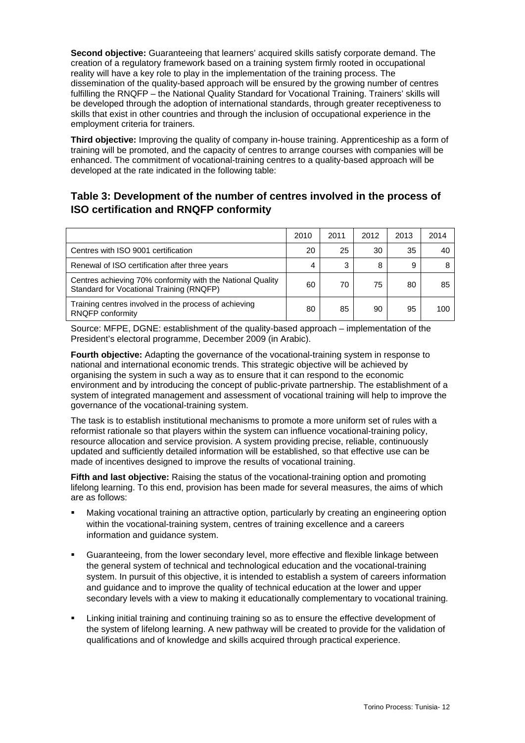**Second objective:** Guaranteeing that learners' acquired skills satisfy corporate demand. The creation of a regulatory framework based on a training system firmly rooted in occupational reality will have a key role to play in the implementation of the training process. The dissemination of the quality-based approach will be ensured by the growing number of centres fulfilling the RNQFP – the National Quality Standard for Vocational Training. Trainers' skills will be developed through the adoption of international standards, through greater receptiveness to skills that exist in other countries and through the inclusion of occupational experience in the employment criteria for trainers.

**Third objective:** Improving the quality of company in-house training. Apprenticeship as a form of training will be promoted, and the capacity of centres to arrange courses with companies will be enhanced. The commitment of vocational-training centres to a quality-based approach will be developed at the rate indicated in the following table:

## Table 3: Development of the number of centres involved in the process of ISO certification and RNQFP conformity

| | 2010 | 2011 | 2012 | 2013 | 2014 |
|---|---|---|---|---|---|
| Centres with ISO 9001 certification | 20 | 25 | 30 | 35 | 40 |
| Renewal of ISO certification after three years | 4 | 3 | 8 | 9 | 8 |
| Centres achieving 70% conformity with the National Quality Standard for Vocational Training (RNQFP) | 60 | 70 | 75 | 80 | 85 |
| Training centres involved in the process of achieving RNQFP conformity | 80 | 85 | 90 | 95 | 100 |

Source: MFPE, DGNE: establishment of the quality-based approach – implementation of the President's electoral programme, December 2009 (in Arabic).

**Fourth objective:** Adapting the governance of the vocational-training system in response to national and international economic trends. This strategic objective will be achieved by organising the system in such a way as to ensure that it can respond to the economic environment and by introducing the concept of public-private partnership. The establishment of a system of integrated management and assessment of vocational training will help to improve the governance of the vocational-training system.

The task is to establish institutional mechanisms to promote a more uniform set of rules with a reformist rationale so that players within the system can influence vocational-training policy, resource allocation and service provision. A system providing precise, reliable, continuously updated and sufficiently detailed information will be established, so that effective use can be made of incentives designed to improve the results of vocational training.

**Fifth and last objective:** Raising the status of the vocational-training option and promoting lifelong learning. To this end, provision has been made for several measures, the aims of which are as follows:

- Making vocational training an attractive option, particularly by creating an engineering option within the vocational-training system, centres of training excellence and a careers information and guidance system.
- Guaranteeing, from the lower secondary level, more effective and flexible linkage between the general system of technical and technological education and the vocational-training system. In pursuit of this objective, it is intended to establish a system of careers information and guidance and to improve the quality of technical education at the lower and upper secondary levels with a view to making it educationally complementary to vocational training.
- Linking initial training and continuing training so as to ensure the effective development of the system of lifelong learning. A new pathway will be created to provide for the validation of qualifications and of knowledge and skills acquired through practical experience.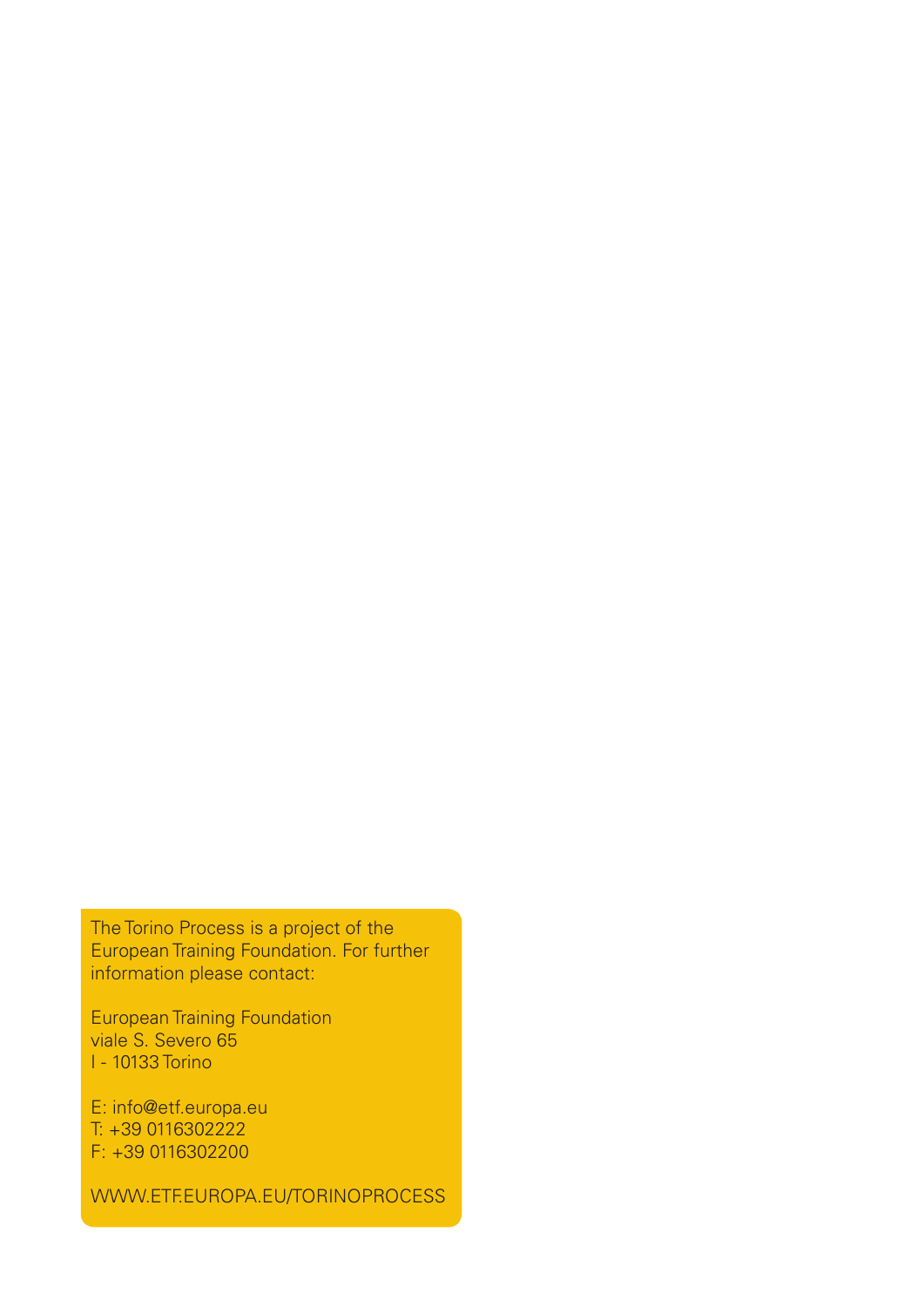The Torino Process is a project of the European Training Foundation. For further information please contact:

European Training Foundation
viale S. Severo 65
I - 10133 Torino

E: info@etf.europa.eu
T: +39 0116302222
F: +39 0116302200

WWW.ETF.EUROPA.EU/TORINOPROCESS